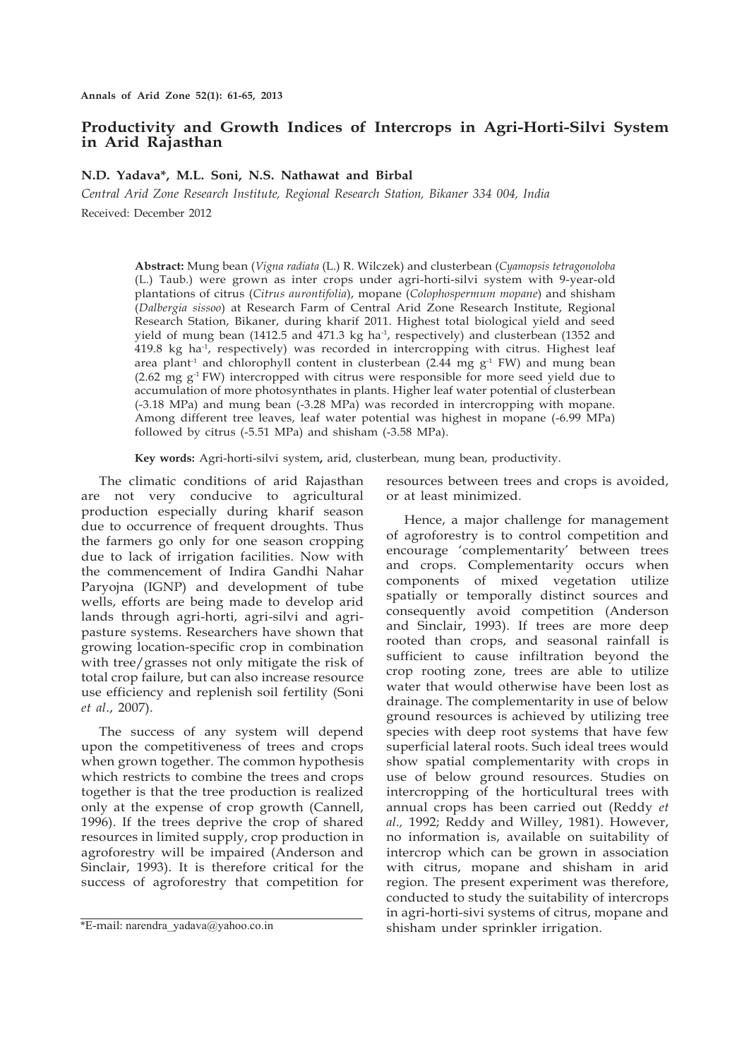# Productivity and Growth Indices of Intercrops in Agri-Horti-Silvi System in Arid Rajasthan

**N.D. Yadava*, M.L. Soni, N.S. Nathawat and Birbal**

*Central Arid Zone Research Institute, Regional Research Station, Bikaner 334 004, India*

Received: December 2012

**Abstract:** Mung bean (*Vigna radiata* (L.) R. Wilczek) and clusterbean (*Cyamopsis tetragonoloba* (L.) Taub.) were grown as inter crops under agri-horti-silvi system with 9-year-old plantations of citrus (*Citrus aurontifolia*), mopane (*Colophospermum mopane*) and shisham (*Dalbergia sissoo*) at Research Farm of Central Arid Zone Research Institute, Regional Research Station, Bikaner, during kharif 2011. Highest total biological yield and seed yield of mung bean (1412.5 and 471.3 kg $ha^{-1}$, respectively) and clusterbean (1352 and 419.8 kg $ha^{-1}$, respectively) was recorded in intercropping with citrus. Highest leaf area $plant^{-1}$ and chlorophyll content in clusterbean (2.44 mg $g^{-1}$ FW) and mung bean (2.62 mg $g^{-1}$ FW) intercropped with citrus were responsible for more seed yield due to accumulation of more photosynthates in plants. Higher leaf water potential of clusterbean (-3.18 MPa) and mung bean (-3.28 MPa) was recorded in intercropping with mopane. Among different tree leaves, leaf water potential was highest in mopane (-6.99 MPa) followed by citrus (-5.51 MPa) and shisham (-3.58 MPa).

**Key words:** Agri-horti-silvi system**,** arid, clusterbean, mung bean, productivity.

The climatic conditions of arid Rajasthan are not very conducive to agricultural production especially during kharif season due to occurrence of frequent droughts. Thus the farmers go only for one season cropping due to lack of irrigation facilities. Now with the commencement of Indira Gandhi Nahar Paryojna (IGNP) and development of tube wells, efforts are being made to develop arid lands through agri-horti, agri-silvi and agri-pasture systems. Researchers have shown that growing location-specific crop in combination with tree/grasses not only mitigate the risk of total crop failure, but can also increase resource use efficiency and replenish soil fertility (Soni *et al*., 2007).

The success of any system will depend upon the competitiveness of trees and crops when grown together. The common hypothesis which restricts to combine the trees and crops together is that the tree production is realized only at the expense of crop growth (Cannell, 1996). If the trees deprive the crop of shared resources in limited supply, crop production in agroforestry will be impaired (Anderson and Sinclair, 1993). It is therefore critical for the success of agroforestry that competition for resources between trees and crops is avoided, or at least minimized.

Hence, a major challenge for management of agroforestry is to control competition and encourage 'complementarity' between trees and crops. Complementarity occurs when components of mixed vegetation utilize spatially or temporally distinct sources and consequently avoid competition (Anderson and Sinclair, 1993). If trees are more deep rooted than crops, and seasonal rainfall is sufficient to cause infiltration beyond the crop rooting zone, trees are able to utilize water that would otherwise have been lost as drainage. The complementarity in use of below ground resources is achieved by utilizing tree species with deep root systems that have few superficial lateral roots. Such ideal trees would show spatial complementarity with crops in use of below ground resources. Studies on intercropping of the horticultural trees with annual crops has been carried out (Reddy *et al.,* 1992; Reddy and Willey, 1981). However, no information is, available on suitability of intercrop which can be grown in association with citrus, mopane and shisham in arid region. The present experiment was therefore, conducted to study the suitability of intercrops in agri-horti-sivi systems of citrus, mopane and shisham under sprinkler irrigation.

*E-mail: narendra_yadava@yahoo.co.in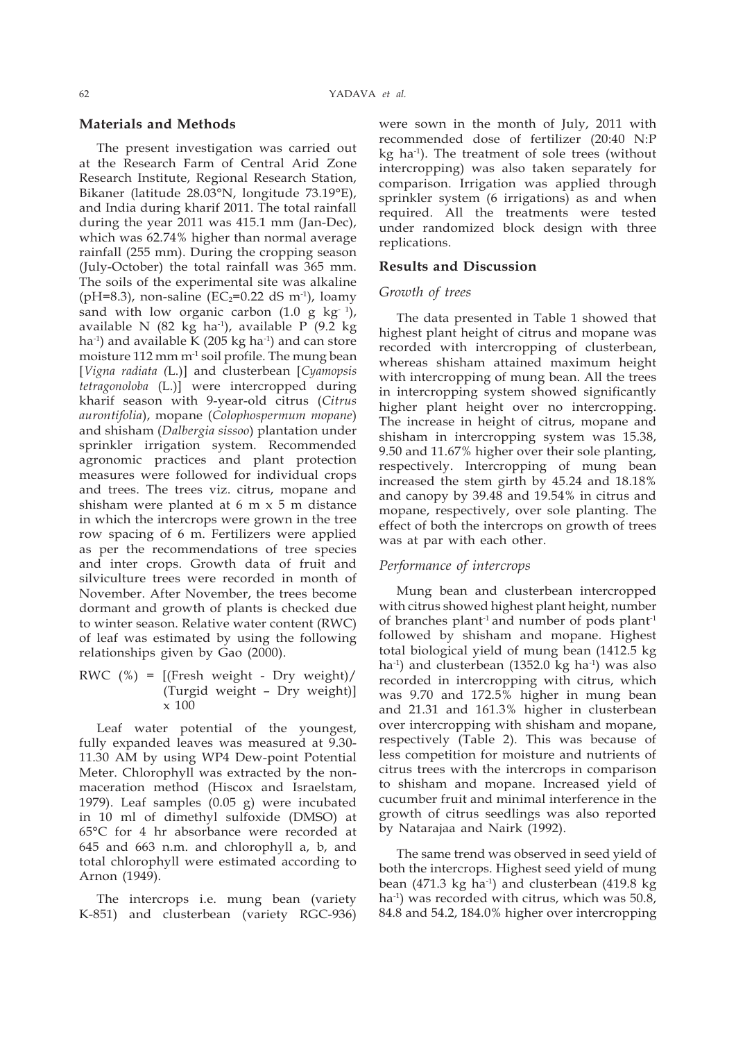## Materials and Methods

The present investigation was carried out at the Research Farm of Central Arid Zone Research Institute, Regional Research Station, Bikaner (latitude 28.03°N, longitude 73.19°E), and India during kharif 2011. The total rainfall during the year 2011 was 415.1 mm (Jan-Dec), which was 62.74% higher than normal average rainfall (255 mm). During the cropping season (July-October) the total rainfall was 365 mm. The soils of the experimental site was alkaline (pH=8.3), non-saline ($EC_2$=0.22 dS $m^{-1}$), loamy sand with low organic carbon (1.0 g $kg^{-1}$), available N (82 kg $ha^{-1}$), available P (9.2 kg $ha^{-1}$) and available K (205 kg $ha^{-1}$) and can store moisture 112 mm $m^{-1}$ soil profile. The mung bean [*Vigna radiata (*L.)] and clusterbean [*Cyamopsis tetragonoloba* (L.)] were intercropped during kharif season with 9-year-old citrus (*Citrus aurontifolia*), mopane (*Colophospermum mopane*) and shisham (*Dalbergia sissoo*) plantation under sprinkler irrigation system. Recommended agronomic practices and plant protection measures were followed for individual crops and trees. The trees viz. citrus, mopane and shisham were planted at 6 m x 5 m distance in which the intercrops were grown in the tree row spacing of 6 m. Fertilizers were applied as per the recommendations of tree species and inter crops. Growth data of fruit and silviculture trees were recorded in month of November. After November, the trees become dormant and growth of plants is checked due to winter season. Relative water content (RWC) of leaf was estimated by using the following relationships given by Gao (2000).

$$RWC\ (\%) = [(\text{Fresh weight - Dry weight})/(\text{Turgid weight – Dry weight})] \times 100$$

Leaf water potential of the youngest, fully expanded leaves was measured at 9.30-11.30 AM by using WP4 Dew-point Potential Meter. Chlorophyll was extracted by the non-maceration method (Hiscox and Israelstam, 1979). Leaf samples (0.05 g) were incubated in 10 ml of dimethyl sulfoxide (DMSO) at 65°C for 4 hr absorbance were recorded at 645 and 663 n.m. and chlorophyll a, b, and total chlorophyll were estimated according to Arnon (1949).

The intercrops i.e. mung bean (variety K-851) and clusterbean (variety RGC-936) were sown in the month of July, 2011 with recommended dose of fertilizer (20:40 N:P kg $ha^{-1}$). The treatment of sole trees (without intercropping) was also taken separately for comparison. Irrigation was applied through sprinkler system (6 irrigations) as and when required. All the treatments were tested under randomized block design with three replications.

## Results and Discussion

### *Growth of trees*

The data presented in Table 1 showed that highest plant height of citrus and mopane was recorded with intercropping of clusterbean, whereas shisham attained maximum height with intercropping of mung bean. All the trees in intercropping system showed significantly higher plant height over no intercropping. The increase in height of citrus, mopane and shisham in intercropping system was 15.38, 9.50 and 11.67% higher over their sole planting, respectively. Intercropping of mung bean increased the stem girth by 45.24 and 18.18% and canopy by 39.48 and 19.54% in citrus and mopane, respectively, over sole planting. The effect of both the intercrops on growth of trees was at par with each other.

### *Performance of intercrops*

Mung bean and clusterbean intercropped with citrus showed highest plant height, number of branches $plant^{-1}$ and number of pods $plant^{-1}$ followed by shisham and mopane. Highest total biological yield of mung bean (1412.5 kg $ha^{-1}$) and clusterbean (1352.0 kg $ha^{-1}$) was also recorded in intercropping with citrus, which was 9.70 and 172.5% higher in mung bean and 21.31 and 161.3% higher in clusterbean over intercropping with shisham and mopane, respectively (Table 2). This was because of less competition for moisture and nutrients of citrus trees with the intercrops in comparison to shisham and mopane. Increased yield of cucumber fruit and minimal interference in the growth of citrus seedlings was also reported by Natarajaa and Nairk (1992).

The same trend was observed in seed yield of both the intercrops. Highest seed yield of mung bean (471.3 kg $ha^{-1}$) and clusterbean (419.8 kg $ha^{-1}$) was recorded with citrus, which was 50.8, 84.8 and 54.2, 184.0% higher over intercropping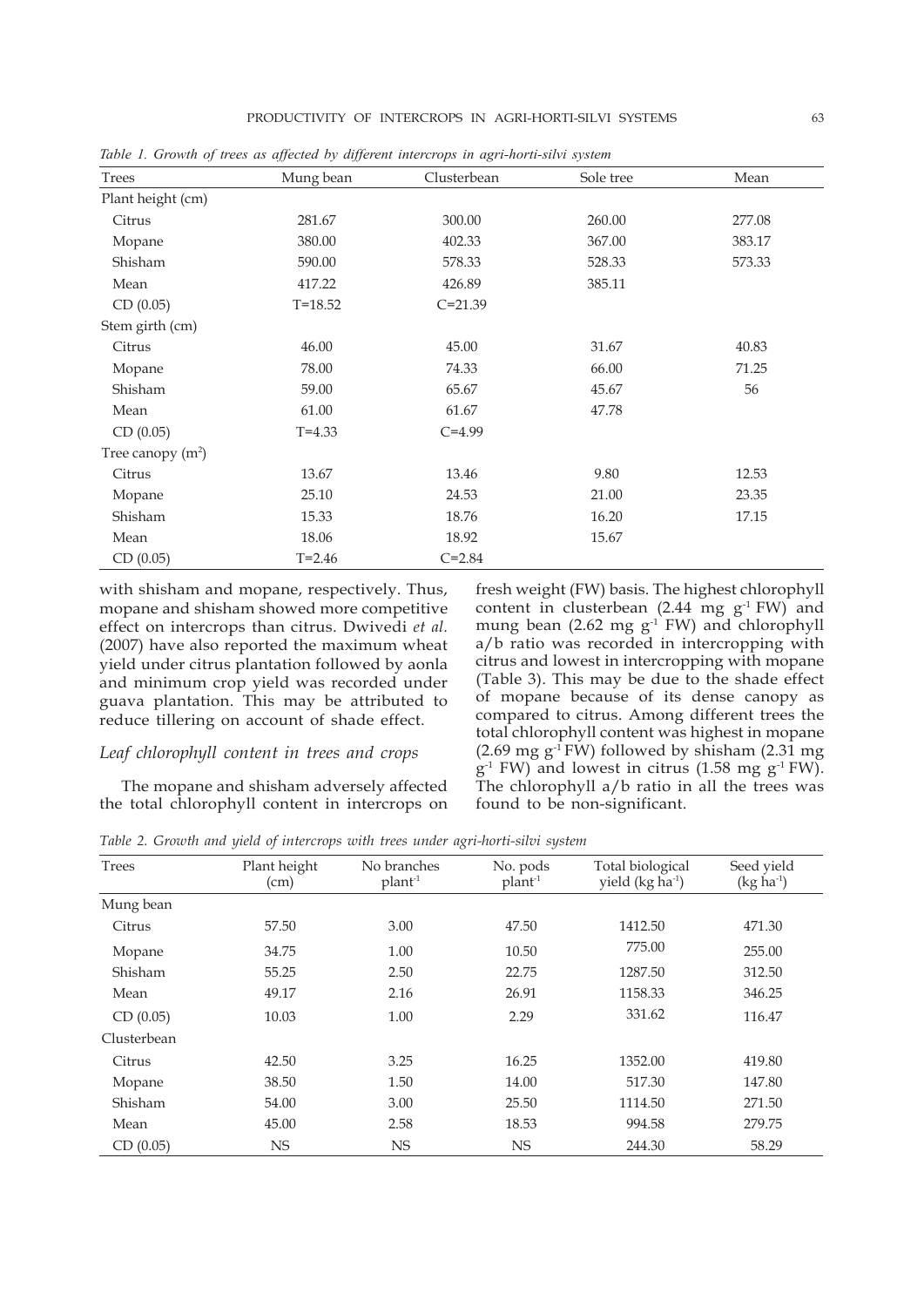*Table 1. Growth of trees as affected by different intercrops in agri-horti-silvi system*

| Trees | Mung bean | Clusterbean | Sole tree | Mean |
|---|---|---|---|---|
| Plant height (cm) | | | | |
| Citrus | 281.67 | 300.00 | 260.00 | 277.08 |
| Mopane | 380.00 | 402.33 | 367.00 | 383.17 |
| Shisham | 590.00 | 578.33 | 528.33 | 573.33 |
| Mean | 417.22 | 426.89 | 385.11 | |
| CD (0.05) | T=18.52 | C=21.39 | | |
| Stem girth (cm) | | | | |
| Citrus | 46.00 | 45.00 | 31.67 | 40.83 |
| Mopane | 78.00 | 74.33 | 66.00 | 71.25 |
| Shisham | 59.00 | 65.67 | 45.67 | 56 |
| Mean | 61.00 | 61.67 | 47.78 | |
| CD (0.05) | T=4.33 | C=4.99 | | |
| Tree canopy ($m^2$) | | | | |
| Citrus | 13.67 | 13.46 | 9.80 | 12.53 |
| Mopane | 25.10 | 24.53 | 21.00 | 23.35 |
| Shisham | 15.33 | 18.76 | 16.20 | 17.15 |
| Mean | 18.06 | 18.92 | 15.67 | |
| CD (0.05) | T=2.46 | C=2.84 | | |

with shisham and mopane, respectively. Thus, mopane and shisham showed more competitive effect on intercrops than citrus. Dwivedi *et al.* (2007) have also reported the maximum wheat yield under citrus plantation followed by aonla and minimum crop yield was recorded under guava plantation. This may be attributed to reduce tillering on account of shade effect.

### *Leaf chlorophyll content in trees and crops*

The mopane and shisham adversely affected the total chlorophyll content in intercrops on fresh weight (FW) basis. The highest chlorophyll content in clusterbean (2.44 mg $g^{-1}$ FW) and mung bean (2.62 mg $g^{-1}$ FW) and chlorophyll a/b ratio was recorded in intercropping with citrus and lowest in intercropping with mopane (Table 3). This may be due to the shade effect of mopane because of its dense canopy as compared to citrus. Among different trees the total chlorophyll content was highest in mopane (2.69 mg $g^{-1}$ FW) followed by shisham (2.31 mg $g^{-1}$ FW) and lowest in citrus (1.58 mg $g^{-1}$ FW). The chlorophyll a/b ratio in all the trees was found to be non-significant.

*Table 2. Growth and yield of intercrops with trees under agri-horti-silvi system*

| Trees | Plant height (cm) | No branches plant$^{-1}$ | No. pods plant$^{-1}$ | Total biological yield (kg ha$^{-1}$) | Seed yield (kg ha$^{-1}$) |
|---|---|---|---|---|---|
| Mung bean | | | | | |
| Citrus | 57.50 | 3.00 | 47.50 | 1412.50 | 471.30 |
| Mopane | 34.75 | 1.00 | 10.50 | 775.00 | 255.00 |
| Shisham | 55.25 | 2.50 | 22.75 | 1287.50 | 312.50 |
| Mean | 49.17 | 2.16 | 26.91 | 1158.33 | 346.25 |
| CD (0.05) | 10.03 | 1.00 | 2.29 | 331.62 | 116.47 |
| Clusterbean | | | | | |
| Citrus | 42.50 | 3.25 | 16.25 | 1352.00 | 419.80 |
| Mopane | 38.50 | 1.50 | 14.00 | 517.30 | 147.80 |
| Shisham | 54.00 | 3.00 | 25.50 | 1114.50 | 271.50 |
| Mean | 45.00 | 2.58 | 18.53 | 994.58 | 279.75 |
| CD (0.05) | NS | NS | NS | 244.30 | 58.29 |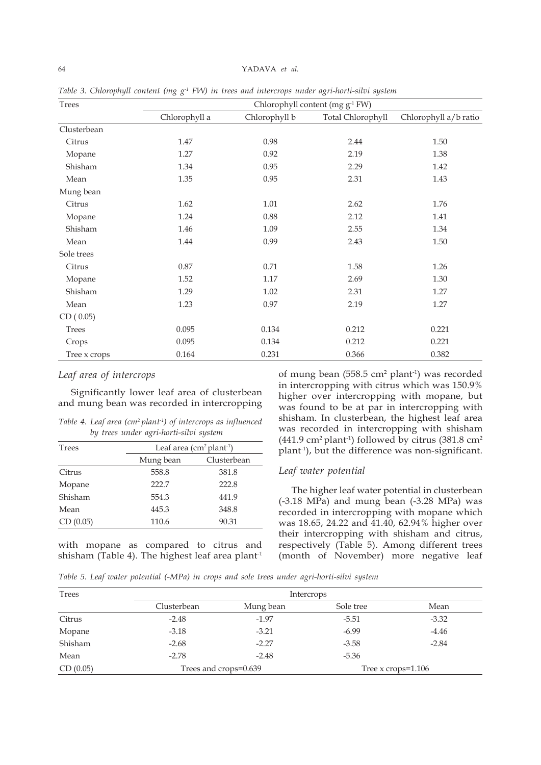Table 3. Chlorophyll content (mg $g^{-1}$ FW) in trees and intercrops under agri-horti-silvi system

| Trees | Chlorophyll content (mg $g^{-1}$ FW) | | | |
|---|---|---|---|---|
| | Chlorophyll a | Chlorophyll b | Total Chlorophyll | Chlorophyll a/b ratio |
| Clusterbean | | | | |
| Citrus | 1.47 | 0.98 | 2.44 | 1.50 |
| Mopane | 1.27 | 0.92 | 2.19 | 1.38 |
| Shisham | 1.34 | 0.95 | 2.29 | 1.42 |
| Mean | 1.35 | 0.95 | 2.31 | 1.43 |
| Mung bean | | | | |
| Citrus | 1.62 | 1.01 | 2.62 | 1.76 |
| Mopane | 1.24 | 0.88 | 2.12 | 1.41 |
| Shisham | 1.46 | 1.09 | 2.55 | 1.34 |
| Mean | 1.44 | 0.99 | 2.43 | 1.50 |
| Sole trees | | | | |
| Citrus | 0.87 | 0.71 | 1.58 | 1.26 |
| Mopane | 1.52 | 1.17 | 2.69 | 1.30 |
| Shisham | 1.29 | 1.02 | 2.31 | 1.27 |
| Mean | 1.23 | 0.97 | 2.19 | 1.27 |
| CD ( 0.05) | | | | |
| Trees | 0.095 | 0.134 | 0.212 | 0.221 |
| Crops | 0.095 | 0.134 | 0.212 | 0.221 |
| Tree x crops | 0.164 | 0.231 | 0.366 | 0.382 |

### *Leaf area of intercrops*

Significantly lower leaf area of clusterbean and mung bean was recorded in intercropping with mopane as compared to citrus and shisham (Table 4). The highest leaf area plant$^{-1}$ of mung bean (558.5 cm$^2$ plant$^{-1}$) was recorded in intercropping with citrus which was 150.9% higher over intercropping with mopane, but was found to be at par in intercropping with shisham. In clusterbean, the highest leaf area was recorded in intercropping with shisham (441.9 cm$^2$ plant$^{-1}$) followed by citrus (381.8 cm$^2$ plant$^{-1}$), but the difference was non-significant.

Table 4. Leaf area (cm$^2$ plant$^{-1}$) of intercrops as influenced by trees under agri-horti-silvi system

| Trees | Leaf area (cm$^2$ plant$^{-1}$) | |
|---|---|---|
| | Mung bean | Clusterbean |
| Citrus | 558.8 | 381.8 |
| Mopane | 222.7 | 222.8 |
| Shisham | 554.3 | 441.9 |
| Mean | 445.3 | 348.8 |
| CD (0.05) | 110.6 | 90.31 |

### *Leaf water potential*

The higher leaf water potential in clusterbean (-3.18 MPa) and mung bean (-3.28 MPa) was recorded in intercropping with mopane which was 18.65, 24.22 and 41.40, 62.94% higher over their intercropping with shisham and citrus, respectively (Table 5). Among different trees (month of November) more negative leaf

Table 5. Leaf water potential (-MPa) in crops and sole trees under agri-horti-silvi system

| Trees | Intercrops | | | |
|---|---|---|---|---|
| | Clusterbean | Mung bean | Sole tree | Mean |
| Citrus | -2.48 | -1.97 | -5.51 | -3.32 |
| Mopane | -3.18 | -3.21 | -6.99 | -4.46 |
| Shisham | -2.68 | -2.27 | -3.58 | -2.84 |
| Mean | -2.78 | -2.48 | -5.36 | |
| CD (0.05) | Trees and crops=0.639 | | Tree x crops=1.106 | |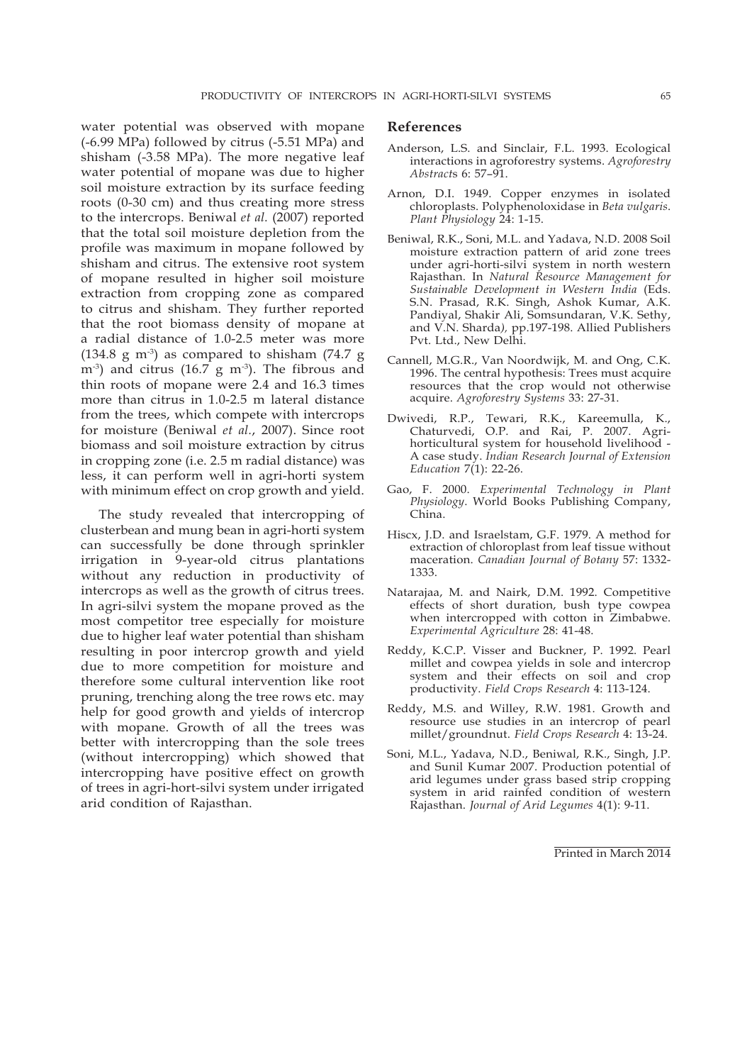water potential was observed with mopane (-6.99 MPa) followed by citrus (-5.51 MPa) and shisham (-3.58 MPa). The more negative leaf water potential of mopane was due to higher soil moisture extraction by its surface feeding roots (0-30 cm) and thus creating more stress to the intercrops. Beniwal *et al.* (2007) reported that the total soil moisture depletion from the profile was maximum in mopane followed by shisham and citrus. The extensive root system of mopane resulted in higher soil moisture extraction from cropping zone as compared to citrus and shisham. They further reported that the root biomass density of mopane at a radial distance of 1.0-2.5 meter was more (134.8 g $m^{-3}$) as compared to shisham (74.7 g $m^{-3}$) and citrus (16.7 g $m^{-3}$). The fibrous and thin roots of mopane were 2.4 and 16.3 times more than citrus in 1.0-2.5 m lateral distance from the trees, which compete with intercrops for moisture (Beniwal *et al.*, 2007). Since root biomass and soil moisture extraction by citrus in cropping zone (i.e. 2.5 m radial distance) was less, it can perform well in agri-horti system with minimum effect on crop growth and yield.

The study revealed that intercropping of clusterbean and mung bean in agri-horti system can successfully be done through sprinkler irrigation in 9-year-old citrus plantations without any reduction in productivity of intercrops as well as the growth of citrus trees. In agri-silvi system the mopane proved as the most competitor tree especially for moisture due to higher leaf water potential than shisham resulting in poor intercrop growth and yield due to more competition for moisture and therefore some cultural intervention like root pruning, trenching along the tree rows etc. may help for good growth and yields of intercrop with mopane. Growth of all the trees was better with intercropping than the sole trees (without intercropping) which showed that intercropping have positive effect on growth of trees in agri-hort-silvi system under irrigated arid condition of Rajasthan.

## References

Anderson, L.S. and Sinclair, F.L. 1993. Ecological interactions in agroforestry systems. *Agroforestry Abstracts* 6: 57–91.

Arnon, D.I. 1949. Copper enzymes in isolated chloroplasts. Polyphenoloxidase in *Beta vulgaris*. *Plant Physiology* 24: 1-15.

Beniwal, R.K., Soni, M.L. and Yadava, N.D. 2008 Soil moisture extraction pattern of arid zone trees under agri-horti-silvi system in north western Rajasthan. In *Natural Resource Management for Sustainable Development in Western India* (Eds. S.N. Prasad, R.K. Singh, Ashok Kumar, A.K. Pandiyal, Shakir Ali, Somsundaran, V.K. Sethy, and V.N. Sharda), pp.197-198. Allied Publishers Pvt. Ltd., New Delhi.

Cannell, M.G.R., Van Noordwijk, M. and Ong, C.K. 1996. The central hypothesis: Trees must acquire resources that the crop would not otherwise acquire. *Agroforestry Systems* 33: 27-31.

Dwivedi, R.P., Tewari, R.K., Kareemulla, K., Chaturvedi, O.P. and Rai, P. 2007. Agri-horticultural system for household livelihood - A case study. *Indian Research Journal of Extension Education* 7(1): 22-26.

Gao, F. 2000. *Experimental Technology in Plant Physiology*. World Books Publishing Company, China.

Hiscx, J.D. and Israelstam, G.F. 1979. A method for extraction of chloroplast from leaf tissue without maceration. *Canadian Journal of Botany* 57: 1332-1333.

Natarajaa, M. and Nairk, D.M. 1992. Competitive effects of short duration, bush type cowpea when intercropped with cotton in Zimbabwe. *Experimental Agriculture* 28: 41-48.

Reddy, K.C.P. Visser and Buckner, P. 1992. Pearl millet and cowpea yields in sole and intercrop system and their effects on soil and crop productivity. *Field Crops Research* 4: 113-124.

Reddy, M.S. and Willey, R.W. 1981. Growth and resource use studies in an intercrop of pearl millet/groundnut. *Field Crops Research* 4: 13-24.

Soni, M.L., Yadava, N.D., Beniwal, R.K., Singh, J.P. and Sunil Kumar 2007. Production potential of arid legumes under grass based strip cropping system in arid rainfed condition of western Rajasthan. *Journal of Arid Legumes* 4(1): 9-11.

Printed in March 2014